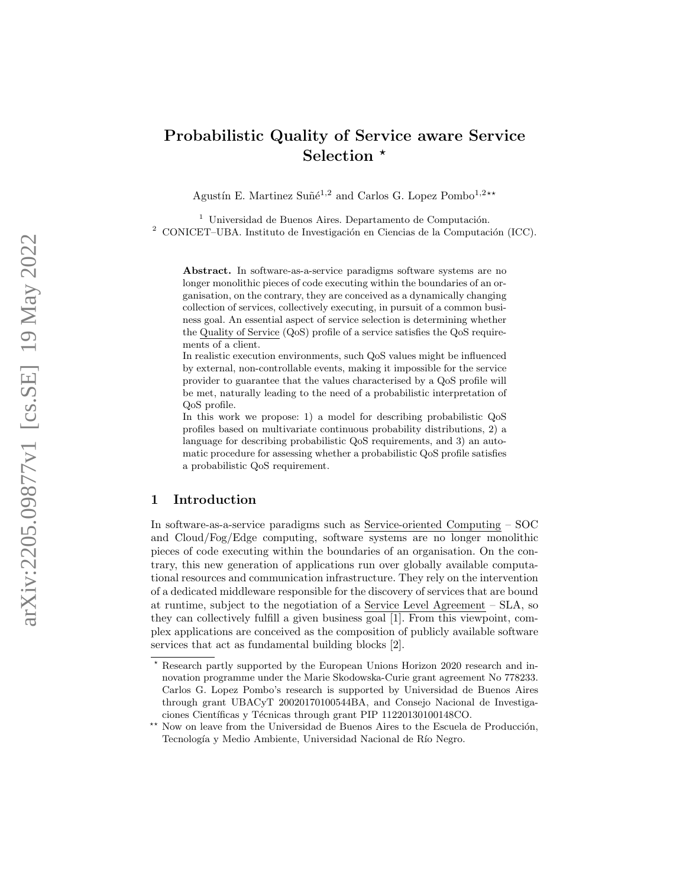# Probabilistic Quality of Service aware Service Selection *

Agustín E. Martinez Suñé[1,2] and Carlos G. Lopez Pombo[1,2]**

[1] Universidad de Buenos Aires. Departamento de Computación.
[2] CONICET–UBA. Instituto de Investigación en Ciencias de la Computación (ICC).

**Abstract.** In software-as-a-service paradigms software systems are no longer monolithic pieces of code executing within the boundaries of an organisation, on the contrary, they are conceived as a dynamically changing collection of services, collectively executing, in pursuit of a common business goal. An essential aspect of service selection is determining whether the Quality of Service (QoS) profile of a service satisfies the QoS requirements of a client.

In realistic execution environments, such QoS values might be influenced by external, non-controllable events, making it impossible for the service provider to guarantee that the values characterised by a QoS profile will be met, naturally leading to the need of a probabilistic interpretation of QoS profile.

In this work we propose: 1) a model for describing probabilistic QoS profiles based on multivariate continuous probability distributions, 2) a language for describing probabilistic QoS requirements, and 3) an automatic procedure for assessing whether a probabilistic QoS profile satisfies a probabilistic QoS requirement.

## 1 Introduction

In software-as-a-service paradigms such as Service-oriented Computing – SOC and Cloud/Fog/Edge computing, software systems are no longer monolithic pieces of code executing within the boundaries of an organisation. On the contrary, this new generation of applications run over globally available computational resources and communication infrastructure. They rely on the intervention of a dedicated middleware responsible for the discovery of services that are bound at runtime, subject to the negotiation of a Service Level Agreement – SLA, so they can collectively fulfill a given business goal [1]. From this viewpoint, complex applications are conceived as the composition of publicly available software services that act as fundamental building blocks [2].

* Research partly supported by the European Unions Horizon 2020 research and innovation programme under the Marie Skodowska-Curie grant agreement No 778233. Carlos G. Lopez Pombo's research is supported by Universidad de Buenos Aires through grant UBACyT 20020170100544BA, and Consejo Nacional de Investigaciones Científicas y Técnicas through grant PIP 11220130100148CO.

** Now on leave from the Universidad de Buenos Aires to the Escuela de Producción, Tecnología y Medio Ambiente, Universidad Nacional de Río Negro.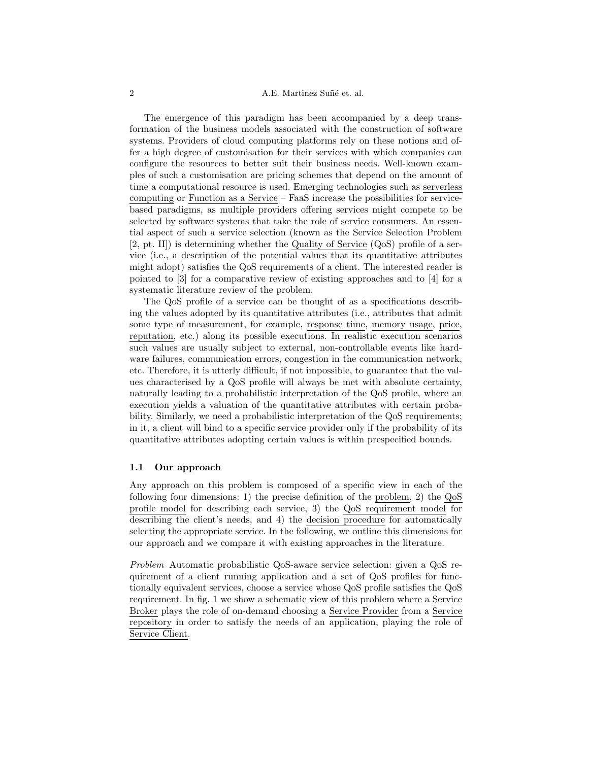The emergence of this paradigm has been accompanied by a deep transformation of the business models associated with the construction of software systems. Providers of cloud computing platforms rely on these notions and offer a high degree of customisation for their services with which companies can configure the resources to better suit their business needs. Well-known examples of such a customisation are pricing schemes that depend on the amount of time a computational resource is used. Emerging technologies such as serverless computing or Function as a Service – FaaS increase the possibilities for service-based paradigms, as multiple providers offering services might compete to be selected by software systems that take the role of service consumers. An essential aspect of such a service selection (known as the Service Selection Problem [2, pt. II]) is determining whether the Quality of Service (QoS) profile of a service (i.e., a description of the potential values that its quantitative attributes might adopt) satisfies the QoS requirements of a client. The interested reader is pointed to [3] for a comparative review of existing approaches and to [4] for a systematic literature review of the problem.

The QoS profile of a service can be thought of as a specifications describing the values adopted by its quantitative attributes (i.e., attributes that admit some type of measurement, for example, response time, memory usage, price, reputation, etc.) along its possible executions. In realistic execution scenarios such values are usually subject to external, non-controllable events like hardware failures, communication errors, congestion in the communication network, etc. Therefore, it is utterly difficult, if not impossible, to guarantee that the values characterised by a QoS profile will always be met with absolute certainty, naturally leading to a probabilistic interpretation of the QoS profile, where an execution yields a valuation of the quantitative attributes with certain probability. Similarly, we need a probabilistic interpretation of the QoS requirements; in it, a client will bind to a specific service provider only if the probability of its quantitative attributes adopting certain values is within prespecified bounds.

### 1.1 Our approach

Any approach on this problem is composed of a specific view in each of the following four dimensions: 1) the precise definition of the problem, 2) the QoS profile model for describing each service, 3) the QoS requirement model for describing the client's needs, and 4) the decision procedure for automatically selecting the appropriate service. In the following, we outline this dimensions for our approach and we compare it with existing approaches in the literature.

*Problem* Automatic probabilistic QoS-aware service selection: given a QoS requirement of a client running application and a set of QoS profiles for functionally equivalent services, choose a service whose QoS profile satisfies the QoS requirement. In fig. 1 we show a schematic view of this problem where a Service Broker plays the role of on-demand choosing a Service Provider from a Service repository in order to satisfy the needs of an application, playing the role of Service Client.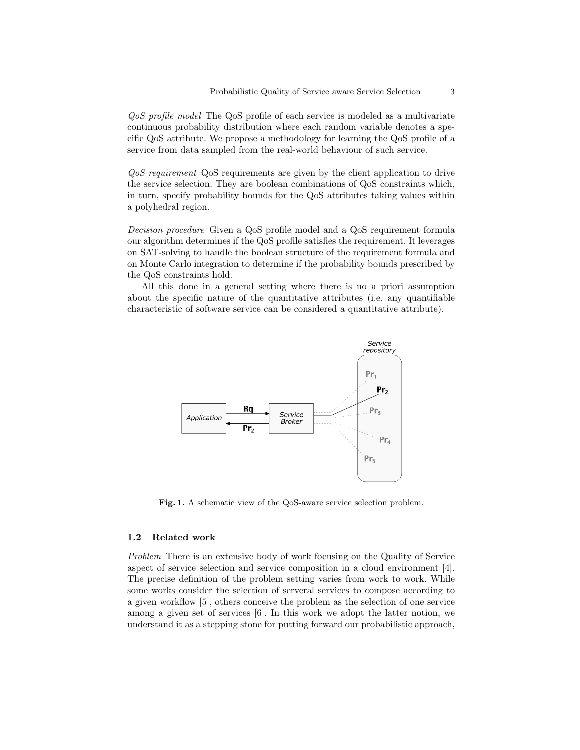*QoS profile model* The QoS profile of each service is modeled as a multivariate continuous probability distribution where each random variable denotes a specific QoS attribute. We propose a methodology for learning the QoS profile of a service from data sampled from the real-world behaviour of such service.

*QoS requirement* QoS requirements are given by the client application to drive the service selection. They are boolean combinations of QoS constraints which, in turn, specify probability bounds for the QoS attributes taking values within a polyhedral region.

*Decision procedure* Given a QoS profile model and a QoS requirement formula our algorithm determines if the QoS profile satisfies the requirement. It leverages on SAT-solving to handle the boolean structure of the requirement formula and on Monte Carlo integration to determine if the probability bounds prescribed by the QoS constraints hold.

All this done in a general setting where there is no a priori assumption about the specific nature of the quantitative attributes (i.e. any quantifiable characteristic of software service can be considered a quantitative attribute).

**Fig. 1.** A schematic view of the QoS-aware service selection problem.

### 1.2 Related work

*Problem* There is an extensive body of work focusing on the Quality of Service aspect of service selection and service composition in a cloud environment [4]. The precise definition of the problem setting varies from work to work. While some works consider the selection of serveral services to compose according to a given workflow [5], others conceive the problem as the selection of one service among a given set of services [6]. In this work we adopt the latter notion, we understand it as a stepping stone for putting forward our probabilistic approach,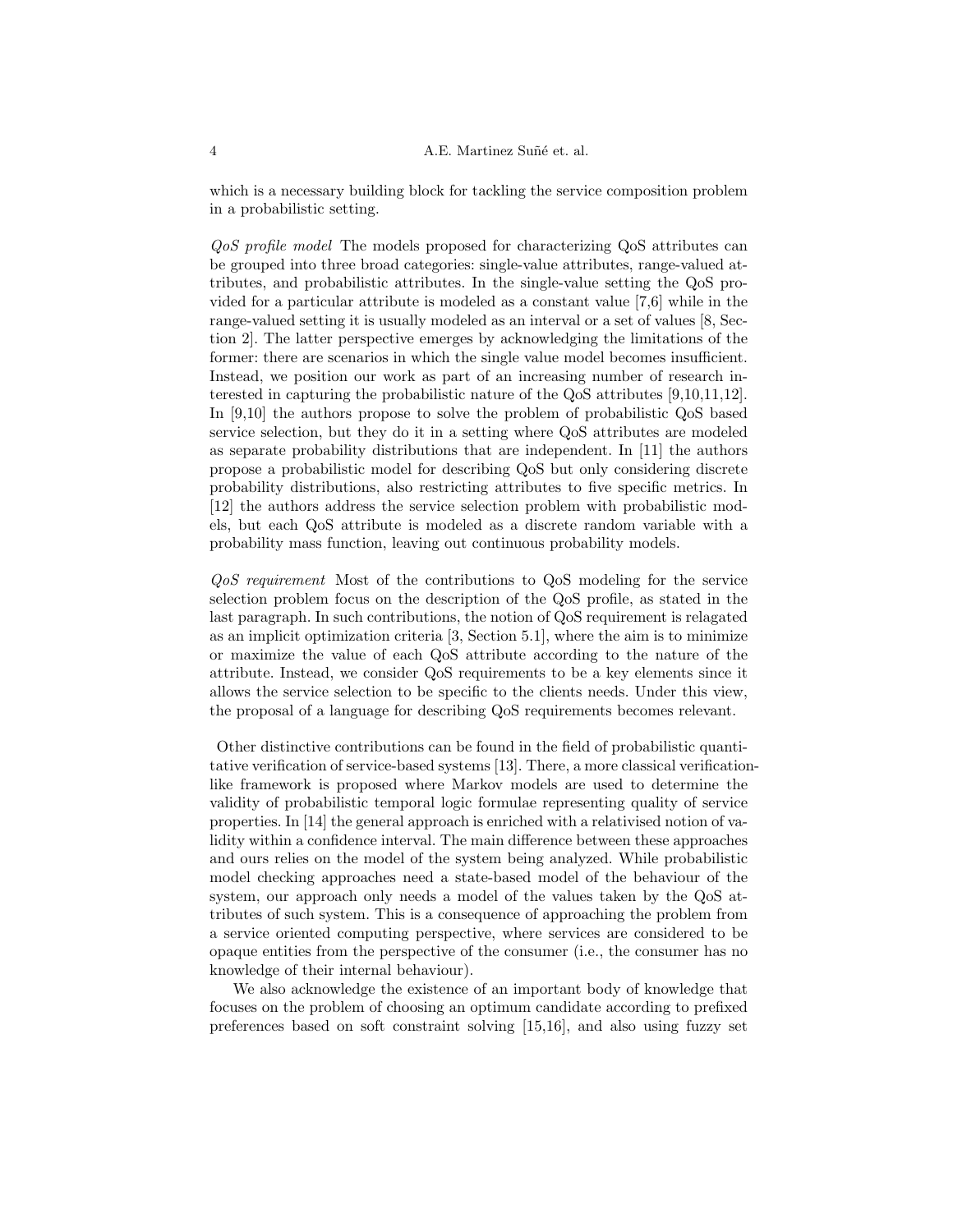which is a necessary building block for tackling the service composition problem in a probabilistic setting.

*QoS profile model* The models proposed for characterizing QoS attributes can be grouped into three broad categories: single-value attributes, range-valued attributes, and probabilistic attributes. In the single-value setting the QoS provided for a particular attribute is modeled as a constant value [7,6] while in the range-valued setting it is usually modeled as an interval or a set of values [8, Section 2]. The latter perspective emerges by acknowledging the limitations of the former: there are scenarios in which the single value model becomes insufficient. Instead, we position our work as part of an increasing number of research interested in capturing the probabilistic nature of the QoS attributes [9,10,11,12]. In [9,10] the authors propose to solve the problem of probabilistic QoS based service selection, but they do it in a setting where QoS attributes are modeled as separate probability distributions that are independent. In [11] the authors propose a probabilistic model for describing QoS but only considering discrete probability distributions, also restricting attributes to five specific metrics. In [12] the authors address the service selection problem with probabilistic models, but each QoS attribute is modeled as a discrete random variable with a probability mass function, leaving out continuous probability models.

*QoS requirement* Most of the contributions to QoS modeling for the service selection problem focus on the description of the QoS profile, as stated in the last paragraph. In such contributions, the notion of QoS requirement is relagated as an implicit optimization criteria [3, Section 5.1], where the aim is to minimize or maximize the value of each QoS attribute according to the nature of the attribute. Instead, we consider QoS requirements to be a key elements since it allows the service selection to be specific to the clients needs. Under this view, the proposal of a language for describing QoS requirements becomes relevant.

Other distinctive contributions can be found in the field of probabilistic quantitative verification of service-based systems [13]. There, a more classical verification-like framework is proposed where Markov models are used to determine the validity of probabilistic temporal logic formulae representing quality of service properties. In [14] the general approach is enriched with a relativised notion of validity within a confidence interval. The main difference between these approaches and ours relies on the model of the system being analyzed. While probabilistic model checking approaches need a state-based model of the behaviour of the system, our approach only needs a model of the values taken by the QoS attributes of such system. This is a consequence of approaching the problem from a service oriented computing perspective, where services are considered to be opaque entities from the perspective of the consumer (i.e., the consumer has no knowledge of their internal behaviour).

We also acknowledge the existence of an important body of knowledge that focuses on the problem of choosing an optimum candidate according to prefixed preferences based on soft constraint solving [15,16], and also using fuzzy set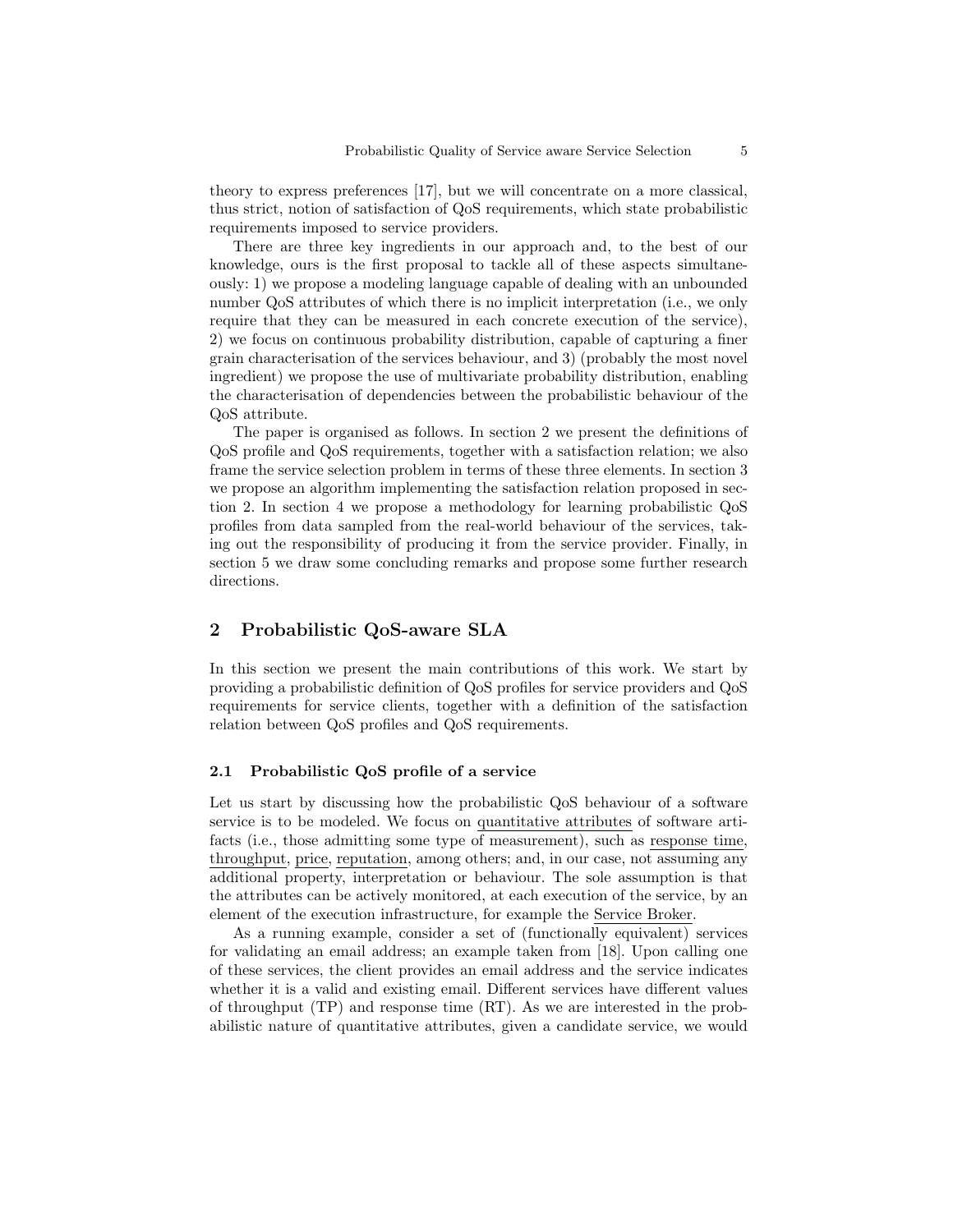theory to express preferences [17], but we will concentrate on a more classical, thus strict, notion of satisfaction of QoS requirements, which state probabilistic requirements imposed to service providers.

There are three key ingredients in our approach and, to the best of our knowledge, ours is the first proposal to tackle all of these aspects simultaneously: 1) we propose a modeling language capable of dealing with an unbounded number QoS attributes of which there is no implicit interpretation (i.e., we only require that they can be measured in each concrete execution of the service), 2) we focus on continuous probability distribution, capable of capturing a finer grain characterisation of the services behaviour, and 3) (probably the most novel ingredient) we propose the use of multivariate probability distribution, enabling the characterisation of dependencies between the probabilistic behaviour of the QoS attribute.

The paper is organised as follows. In section 2 we present the definitions of QoS profile and QoS requirements, together with a satisfaction relation; we also frame the service selection problem in terms of these three elements. In section 3 we propose an algorithm implementing the satisfaction relation proposed in section 2. In section 4 we propose a methodology for learning probabilistic QoS profiles from data sampled from the real-world behaviour of the services, taking out the responsibility of producing it from the service provider. Finally, in section 5 we draw some concluding remarks and propose some further research directions.

## 2 Probabilistic QoS-aware SLA

In this section we present the main contributions of this work. We start by providing a probabilistic definition of QoS profiles for service providers and QoS requirements for service clients, together with a definition of the satisfaction relation between QoS profiles and QoS requirements.

### 2.1 Probabilistic QoS profile of a service

Let us start by discussing how the probabilistic QoS behaviour of a software service is to be modeled. We focus on quantitative attributes of software artifacts (i.e., those admitting some type of measurement), such as response time, throughput, price, reputation, among others; and, in our case, not assuming any additional property, interpretation or behaviour. The sole assumption is that the attributes can be actively monitored, at each execution of the service, by an element of the execution infrastructure, for example the Service Broker.

As a running example, consider a set of (functionally equivalent) services for validating an email address; an example taken from [18]. Upon calling one of these services, the client provides an email address and the service indicates whether it is a valid and existing email. Different services have different values of throughput (TP) and response time (RT). As we are interested in the probabilistic nature of quantitative attributes, given a candidate service, we would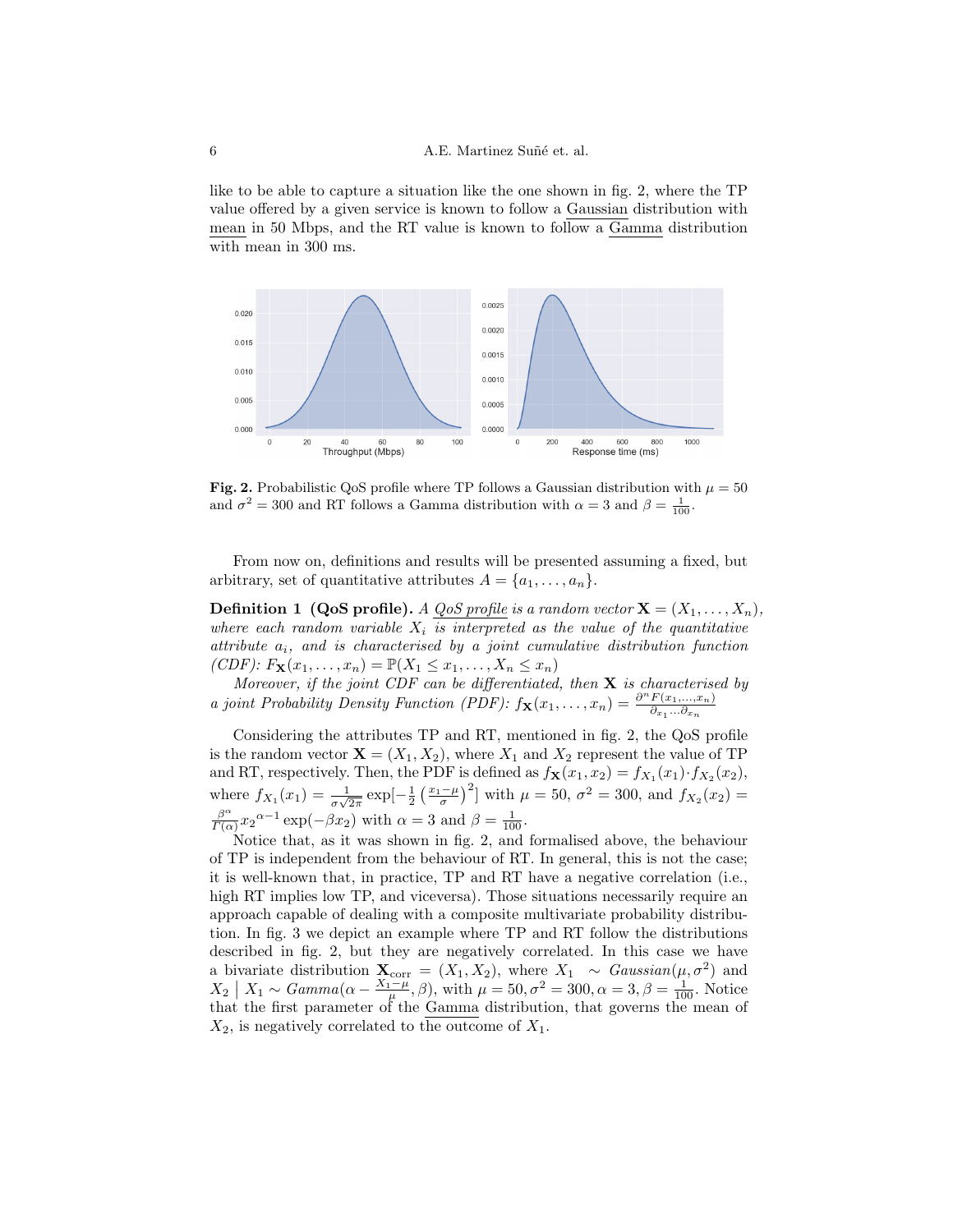like to be able to capture a situation like the one shown in fig. 2, where the TP value offered by a given service is known to follow a Gaussian distribution with mean in 50 Mbps, and the RT value is known to follow a Gamma distribution with mean in 300 ms.

**Fig. 2.** Probabilistic QoS profile where TP follows a Gaussian distribution with $\mu = 50$ and $\sigma^2 = 300$ and RT follows a Gamma distribution with $\alpha = 3$ and $\beta = \frac{1}{100}$.

From now on, definitions and results will be presented assuming a fixed, but arbitrary, set of quantitative attributes $A = \{a_1, \ldots, a_n\}$.

**Definition 1 (QoS profile).** *A QoS profile is a random vector $\mathbf{X} = (X_1, \ldots, X_n)$, where each random variable $X_i$ is interpreted as the value of the quantitative attribute $a_i$, and is characterised by a joint cumulative distribution function (CDF): $F_{\mathbf{X}}(x_1, \ldots, x_n) = \mathbb{P}(X_1 \leq x_1, \ldots, X_n \leq x_n)$*

*Moreover, if the joint CDF can be differentiated, then $\mathbf{X}$ is characterised by a joint Probability Density Function (PDF): $f_{\mathbf{X}}(x_1, \ldots, x_n) = \frac{\partial^n F(x_1, \ldots, x_n)}{\partial_{x_1} \cdots \partial_{x_n}}$*

Considering the attributes TP and RT, mentioned in fig. 2, the QoS profile is the random vector $\mathbf{X} = (X_1, X_2)$, where $X_1$ and $X_2$ represent the value of TP and RT, respectively. Then, the PDF is defined as $f_{\mathbf{X}}(x_1, x_2) = f_{X_1}(x_1) \cdot f_{X_2}(x_2)$, where $f_{X_1}(x_1) = \frac{1}{\sigma\sqrt{2\pi}} \exp[-\frac{1}{2}\left(\frac{x_1 - \mu}{\sigma}\right)^2]$ with $\mu = 50$, $\sigma^2 = 300$, and $f_{X_2}(x_2) = \frac{\beta^\alpha}{\Gamma(\alpha)} {x_2}^{\alpha - 1} \exp(-\beta x_2)$ with $\alpha = 3$ and $\beta = \frac{1}{100}$.

Notice that, as it was shown in fig. 2, and formalised above, the behaviour of TP is independent from the behaviour of RT. In general, this is not the case; it is well-known that, in practice, TP and RT have a negative correlation (i.e., high RT implies low TP, and viceversa). Those situations necessarily require an approach capable of dealing with a composite multivariate probability distribution. In fig. 3 we depict an example where TP and RT follow the distributions described in fig. 2, but they are negatively correlated. In this case we have a bivariate distribution $\mathbf{X}_{\text{corr}} = (X_1, X_2)$, where $X_1 \sim \mathit{Gaussian}(\mu, \sigma^2)$ and $X_2 \mid X_1 \sim \mathit{Gamma}(\alpha - \frac{X_1 - \mu}{\mu}, \beta)$, with $\mu = 50, \sigma^2 = 300, \alpha = 3, \beta = \frac{1}{100}$. Notice that the first parameter of the Gamma distribution, that governs the mean of $X_2$, is negatively correlated to the outcome of $X_1$.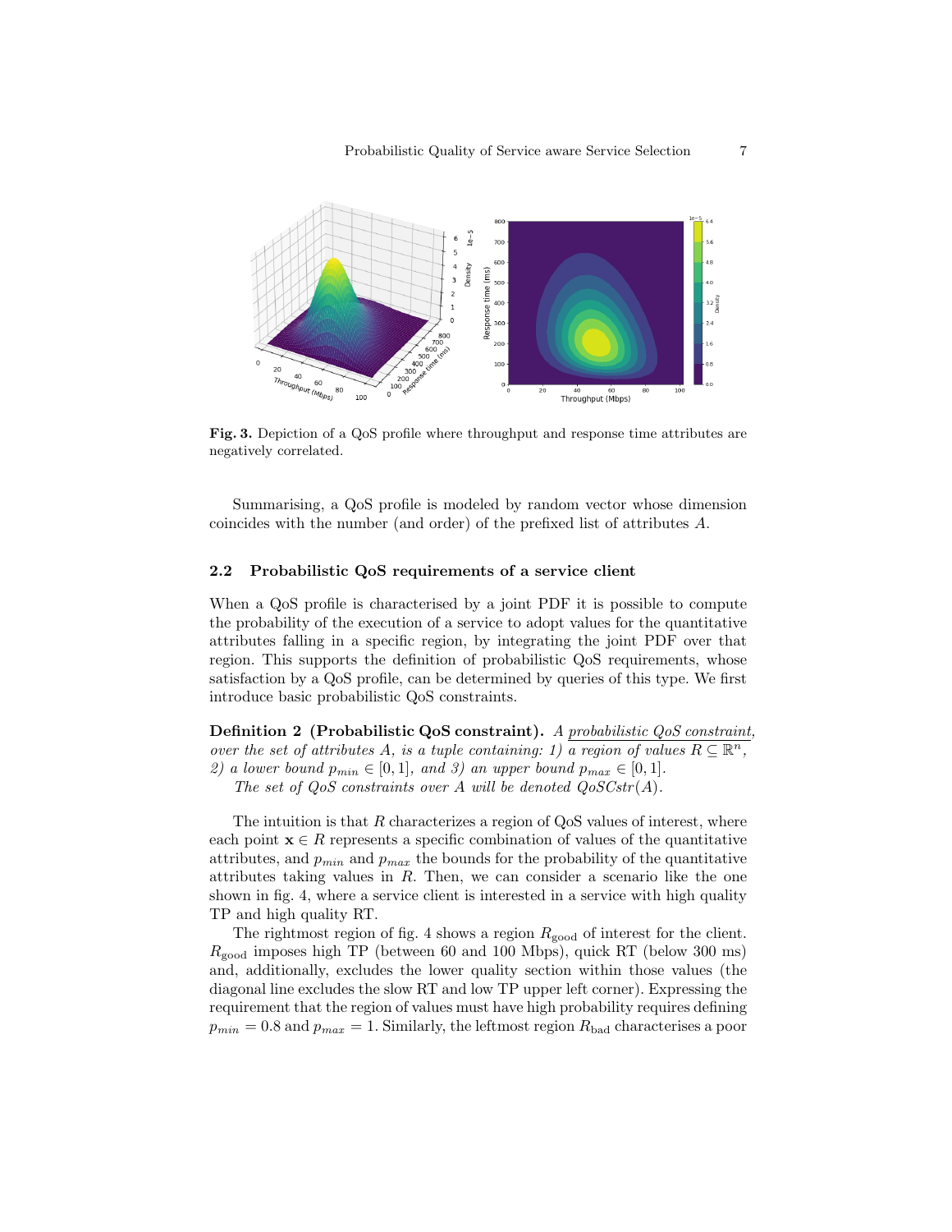**Fig. 3.** Depiction of a QoS profile where throughput and response time attributes are negatively correlated.

Summarising, a QoS profile is modeled by random vector whose dimension coincides with the number (and order) of the prefixed list of attributes $A$.

### 2.2 Probabilistic QoS requirements of a service client

When a QoS profile is characterised by a joint PDF it is possible to compute the probability of the execution of a service to adopt values for the quantitative attributes falling in a specific region, by integrating the joint PDF over that region. This supports the definition of probabilistic QoS requirements, whose satisfaction by a QoS profile, can be determined by queries of this type. We first introduce basic probabilistic QoS constraints.

**Definition 2 (Probabilistic QoS constraint).** *A probabilistic QoS constraint, over the set of attributes $A$, is a tuple containing: 1) a region of values $R \subseteq \mathbb{R}^n$, 2) a lower bound $p_{min} \in [0, 1]$, and 3) an upper bound $p_{max} \in [0, 1]$.*

*The set of QoS constraints over $A$ will be denoted $QoSCstr(A)$.*

The intuition is that $R$ characterizes a region of QoS values of interest, where each point $\mathbf{x} \in R$ represents a specific combination of values of the quantitative attributes, and $p_{min}$ and $p_{max}$ the bounds for the probability of the quantitative attributes taking values in $R$. Then, we can consider a scenario like the one shown in fig. 4, where a service client is interested in a service with high quality TP and high quality RT.

The rightmost region of fig. 4 shows a region $R_{\text{good}}$ of interest for the client. $R_{\text{good}}$ imposes high TP (between 60 and 100 Mbps), quick RT (below 300 ms) and, additionally, excludes the lower quality section within those values (the diagonal line excludes the slow RT and low TP upper left corner). Expressing the requirement that the region of values must have high probability requires defining $p_{min} = 0.8$ and $p_{max} = 1$. Similarly, the leftmost region $R_{\text{bad}}$ characterises a poor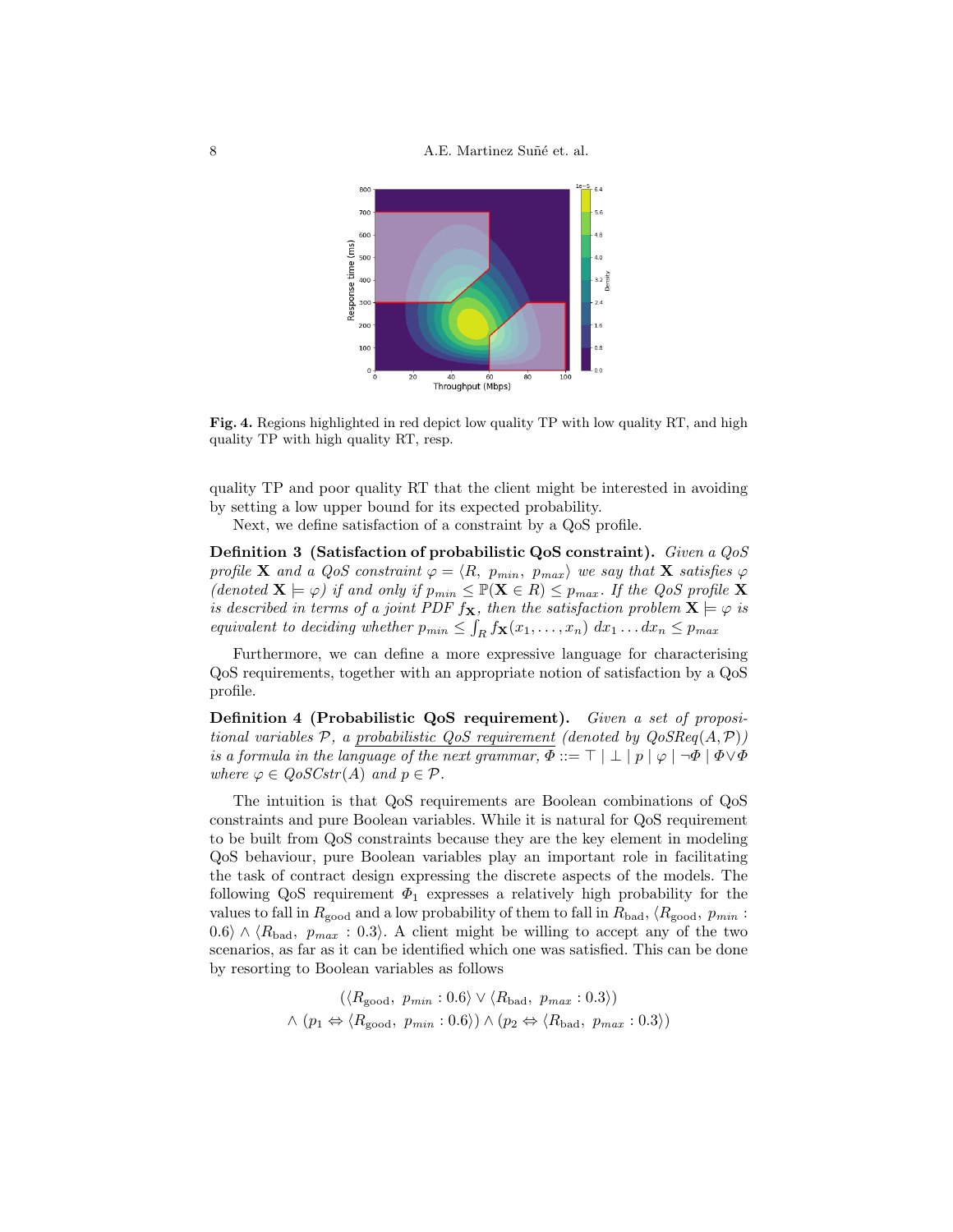**Fig. 4.** Regions highlighted in red depict low quality TP with low quality RT, and high quality TP with high quality RT, resp.

quality TP and poor quality RT that the client might be interested in avoiding by setting a low upper bound for its expected probability.

Next, we define satisfaction of a constraint by a QoS profile.

**Definition 3 (Satisfaction of probabilistic QoS constraint).** *Given a QoS profile* $\mathbf{X}$ *and a QoS constraint* $\varphi = \langle R,\ p_{min},\ p_{max}\rangle$ *we say that* $\mathbf{X}$ *satisfies* $\varphi$ *(denoted* $\mathbf{X} \models \varphi$*) if and only if* $p_{min} \leq \mathbb{P}(\mathbf{X} \in R) \leq p_{max}$*. If the QoS profile* $\mathbf{X}$ *is described in terms of a joint PDF* $f_{\mathbf{X}}$*, then the satisfaction problem* $\mathbf{X} \models \varphi$ *is equivalent to deciding whether* $p_{min} \leq \int_R f_{\mathbf{X}}(x_1, \ldots, x_n)\ dx_1 \ldots dx_n \leq p_{max}$

Furthermore, we can define a more expressive language for characterising QoS requirements, together with an appropriate notion of satisfaction by a QoS profile.

**Definition 4 (Probabilistic QoS requirement).** *Given a set of propositional variables* $\mathcal{P}$*, a* <u>*probabilistic QoS requirement*</u> *(denoted by* $QoSReq(A, \mathcal{P})$*) is a formula in the language of the next grammar,* $\Phi ::= \top \mid \bot \mid p \mid \varphi \mid \neg\Phi \mid \Phi \vee \Phi$ *where* $\varphi \in QoSCstr(A)$ *and* $p \in \mathcal{P}$*.*

The intuition is that QoS requirements are Boolean combinations of QoS constraints and pure Boolean variables. While it is natural for QoS requirement to be built from QoS constraints because they are the key element in modeling QoS behaviour, pure Boolean variables play an important role in facilitating the task of contract design expressing the discrete aspects of the models. The following QoS requirement $\Phi_1$ expresses a relatively high probability for the values to fall in $R_{\text{good}}$ and a low probability of them to fall in $R_{\text{bad}}$, $\langle R_{\text{good}},\ p_{min} : 0.6\rangle \wedge \langle R_{\text{bad}},\ p_{max} : 0.3\rangle$. A client might be willing to accept any of the two scenarios, as far as it can be identified which one was satisfied. This can be done by resorting to Boolean variables as follows

$$(\langle R_{\text{good}},\ p_{min} : 0.6\rangle \vee \langle R_{\text{bad}},\ p_{max} : 0.3\rangle)$$
$$\wedge\ (p_1 \Leftrightarrow \langle R_{\text{good}},\ p_{min} : 0.6\rangle) \wedge (p_2 \Leftrightarrow \langle R_{\text{bad}},\ p_{max} : 0.3\rangle)$$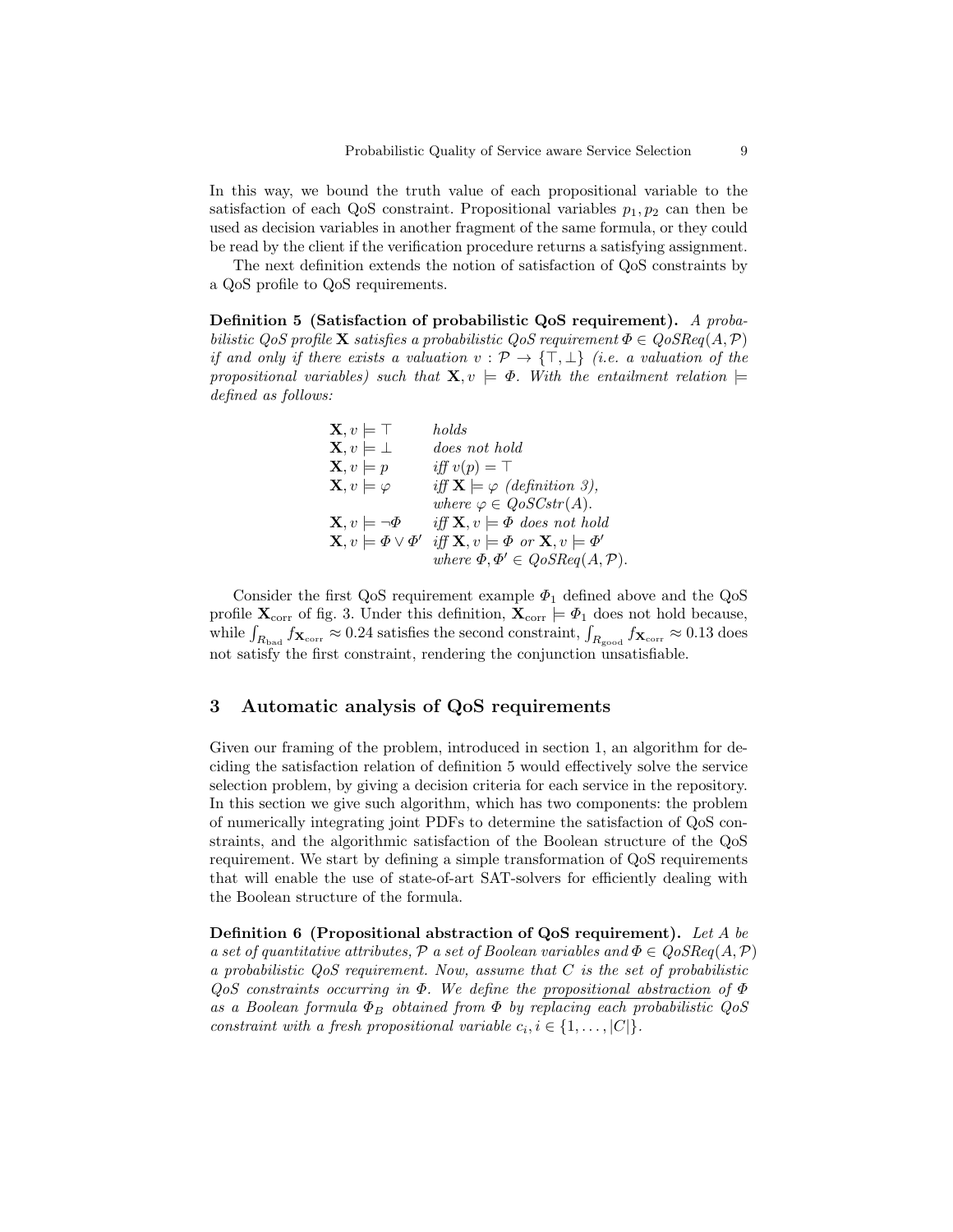In this way, we bound the truth value of each propositional variable to the satisfaction of each QoS constraint. Propositional variables $p_1, p_2$ can then be used as decision variables in another fragment of the same formula, or they could be read by the client if the verification procedure returns a satisfying assignment.

The next definition extends the notion of satisfaction of QoS constraints by a QoS profile to QoS requirements.

**Definition 5 (Satisfaction of probabilistic QoS requirement).** *A probabilistic QoS profile* $\mathbf{X}$ *satisfies a probabilistic QoS requirement* $\Phi \in QoSReq(A, \mathcal{P})$ *if and only if there exists a valuation* $v : \mathcal{P} \to \{\top, \bot\}$ *(i.e. a valuation of the propositional variables) such that* $\mathbf{X}, v \models \Phi$*. With the entailment relation* $\models$ *defined as follows:*

| | |
|---|---|
| $\mathbf{X}, v \models \top$ | *holds* |
| $\mathbf{X}, v \models \bot$ | *does not hold* |
| $\mathbf{X}, v \models p$ | *iff* $v(p) = \top$ |
| $\mathbf{X}, v \models \varphi$ | *iff* $\mathbf{X} \models \varphi$ *(definition 3), where* $\varphi \in QoSCstr(A)$*.* |
| $\mathbf{X}, v \models \neg\Phi$ | *iff* $\mathbf{X}, v \models \Phi$ *does not hold* |
| $\mathbf{X}, v \models \Phi \vee \Phi'$ | *iff* $\mathbf{X}, v \models \Phi$ *or* $\mathbf{X}, v \models \Phi'$ *where* $\Phi, \Phi' \in QoSReq(A, \mathcal{P})$*.* |

Consider the first QoS requirement example $\Phi_1$ defined above and the QoS profile $\mathbf{X}_{\text{corr}}$ of fig. 3. Under this definition, $\mathbf{X}_{\text{corr}} \models \Phi_1$ does not hold because, while $\int_{R_{\text{bad}}} f_{\mathbf{X}_{\text{corr}}} \approx 0.24$ satisfies the second constraint, $\int_{R_{\text{good}}} f_{\mathbf{X}_{\text{corr}}} \approx 0.13$ does not satisfy the first constraint, rendering the conjunction unsatisfiable.

## 3 Automatic analysis of QoS requirements

Given our framing of the problem, introduced in section 1, an algorithm for deciding the satisfaction relation of definition 5 would effectively solve the service selection problem, by giving a decision criteria for each service in the repository. In this section we give such algorithm, which has two components: the problem of numerically integrating joint PDFs to determine the satisfaction of QoS constraints, and the algorithmic satisfaction of the Boolean structure of the QoS requirement. We start by defining a simple transformation of QoS requirements that will enable the use of state-of-art SAT-solvers for efficiently dealing with the Boolean structure of the formula.

**Definition 6 (Propositional abstraction of QoS requirement).** *Let* $A$ *be a set of quantitative attributes,* $\mathcal{P}$ *a set of Boolean variables and* $\Phi \in QoSReq(A, \mathcal{P})$ *a probabilistic QoS requirement. Now, assume that* $C$ *is the set of probabilistic QoS constraints occurring in* $\Phi$*. We define the* <u>*propositional abstraction*</u> *of* $\Phi$ *as a Boolean formula* $\Phi_B$ *obtained from* $\Phi$ *by replacing each probabilistic QoS constraint with a fresh propositional variable* $c_i, i \in \{1, \ldots, |C|\}$*.*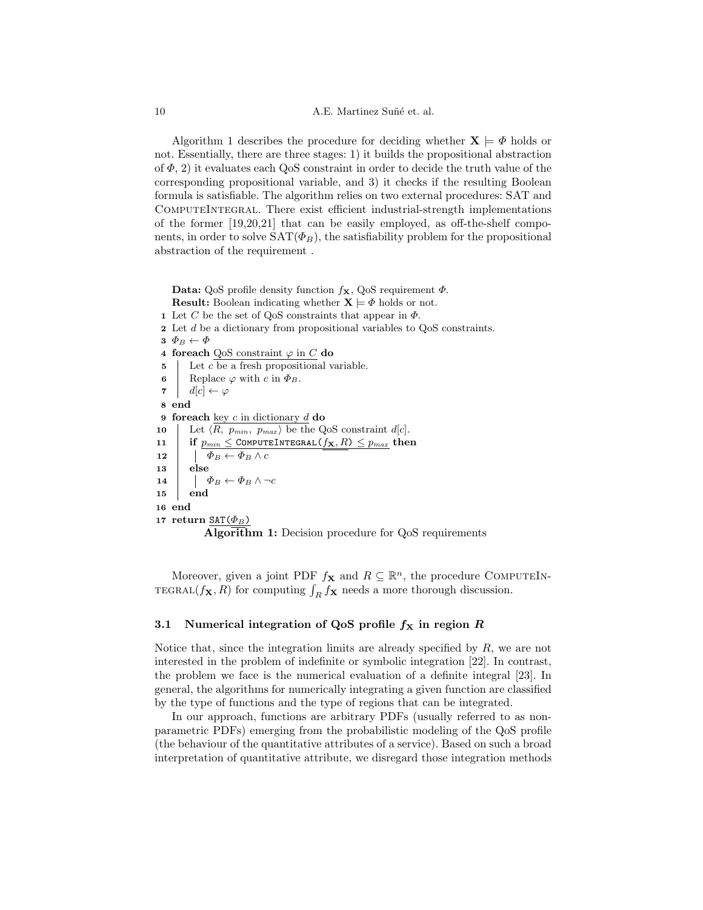Algorithm 1 describes the procedure for deciding whether $\mathbf{X} \models \Phi$ holds or not. Essentially, there are three stages: 1) it builds the propositional abstraction of $\Phi$, 2) it evaluates each QoS constraint in order to decide the truth value of the corresponding propositional variable, and 3) it checks if the resulting Boolean formula is satisfiable. The algorithm relies on two external procedures: SAT and ComputeIntegral. There exist efficient industrial-strength implementations of the former [19,20,21] that can be easily employed, as off-the-shelf components, in order to solve $\text{SAT}(\Phi_B)$, the satisfiability problem for the propositional abstraction of the requirement .

```
Data: QoS profile density function f_X, QoS requirement Φ.
Result: Boolean indicating whether X ⊨ Φ holds or not.
1  Let C be the set of QoS constraints that appear in Φ.
2  Let d be a dictionary from propositional variables to QoS constraints.
3  Φ_B ← Φ
4  foreach QoS constraint φ in C do
5  |   Let c be a fresh propositional variable.
6  |   Replace φ with c in Φ_B.
7  |   d[c] ← φ
8  end
9  foreach key c in dictionary d do
10 |   Let ⟨R, p_min, p_max⟩ be the QoS constraint d[c].
11 |   if p_min ≤ ComputeIntegral(f_X, R) ≤ p_max then
12 |   |   Φ_B ← Φ_B ∧ c
13 |   else
14 |   |   Φ_B ← Φ_B ∧ ¬c
15 |   end
16 end
17 return SAT(Φ_B)
```

**Algorithm 1:** Decision procedure for QoS requirements

Moreover, given a joint PDF $f_{\mathbf{X}}$ and $R \subseteq \mathbb{R}^n$, the procedure ComputeIntegral$(f_{\mathbf{X}}, R)$ for computing $\int_R f_{\mathbf{X}}$ needs a more thorough discussion.

### 3.1 Numerical integration of QoS profile $f_{\mathbf{X}}$ in region $R$

Notice that, since the integration limits are already specified by $R$, we are not interested in the problem of indefinite or symbolic integration [22]. In contrast, the problem we face is the numerical evaluation of a definite integral [23]. In general, the algorithms for numerically integrating a given function are classified by the type of functions and the type of regions that can be integrated.

In our approach, functions are arbitrary PDFs (usually referred to as non-parametric PDFs) emerging from the probabilistic modeling of the QoS profile (the behaviour of the quantitative attributes of a service). Based on such a broad interpretation of quantitative attribute, we disregard those integration methods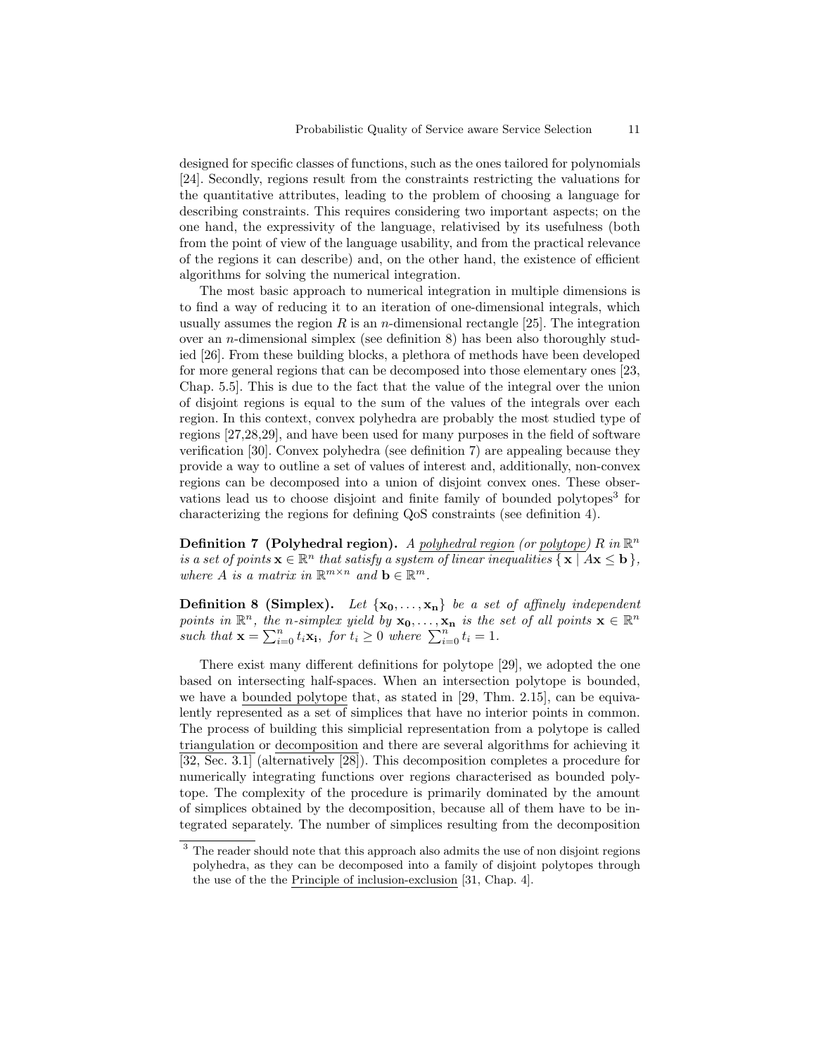designed for specific classes of functions, such as the ones tailored for polynomials [24]. Secondly, regions result from the constraints restricting the valuations for the quantitative attributes, leading to the problem of choosing a language for describing constraints. This requires considering two important aspects; on the one hand, the expressivity of the language, relativised by its usefulness (both from the point of view of the language usability, and from the practical relevance of the regions it can describe) and, on the other hand, the existence of efficient algorithms for solving the numerical integration.

The most basic approach to numerical integration in multiple dimensions is to find a way of reducing it to an iteration of one-dimensional integrals, which usually assumes the region $R$ is an $n$-dimensional rectangle [25]. The integration over an $n$-dimensional simplex (see definition 8) has been also thoroughly studied [26]. From these building blocks, a plethora of methods have been developed for more general regions that can be decomposed into those elementary ones [23, Chap. 5.5]. This is due to the fact that the value of the integral over the union of disjoint regions is equal to the sum of the values of the integrals over each region. In this context, convex polyhedra are probably the most studied type of regions [27,28,29], and have been used for many purposes in the field of software verification [30]. Convex polyhedra (see definition 7) are appealing because they provide a way to outline a set of values of interest and, additionally, non-convex regions can be decomposed into a union of disjoint convex ones. These observations lead us to choose disjoint and finite family of bounded polytopes[3] for characterizing the regions for defining QoS constraints (see definition 4).

**Definition 7 (Polyhedral region).** *A polyhedral region (or polytope) $R$ in $\mathbb{R}^n$ is a set of points $\mathbf{x} \in \mathbb{R}^n$ that satisfy a system of linear inequalities $\{\, \mathbf{x} \mid A\mathbf{x} \leq \mathbf{b} \,\}$, where $A$ is a matrix in $\mathbb{R}^{m \times n}$ and $\mathbf{b} \in \mathbb{R}^m$.*

**Definition 8 (Simplex).** *Let $\{\mathbf{x_0}, \ldots, \mathbf{x_n}\}$ be a set of affinely independent points in $\mathbb{R}^n$, the $n$-simplex yield by $\mathbf{x_0}, \ldots, \mathbf{x_n}$ is the set of all points $\mathbf{x} \in \mathbb{R}^n$ such that $\mathbf{x} = \sum_{i=0}^{n} t_i \mathbf{x_i}$, for $t_i \geq 0$ where $\sum_{i=0}^{n} t_i = 1$.*

There exist many different definitions for polytope [29], we adopted the one based on intersecting half-spaces. When an intersection polytope is bounded, we have a bounded polytope that, as stated in [29, Thm. 2.15], can be equivalently represented as a set of simplices that have no interior points in common. The process of building this simplicial representation from a polytope is called triangulation or decomposition and there are several algorithms for achieving it [32, Sec. 3.1] (alternatively [28]). This decomposition completes a procedure for numerically integrating functions over regions characterised as bounded polytope. The complexity of the procedure is primarily dominated by the amount of simplices obtained by the decomposition, because all of them have to be integrated separately. The number of simplices resulting from the decomposition

[3] The reader should note that this approach also admits the use of non disjoint regions polyhedra, as they can be decomposed into a family of disjoint polytopes through the use of the the Principle of inclusion-exclusion [31, Chap. 4].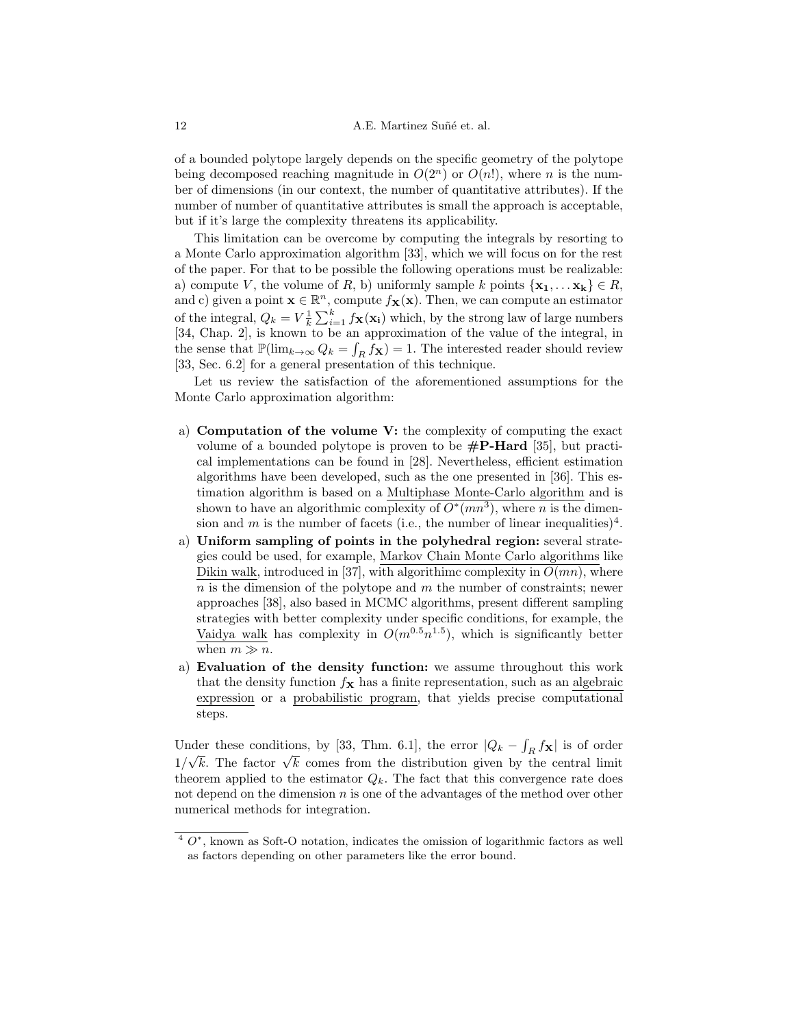of a bounded polytope largely depends on the specific geometry of the polytope being decomposed reaching magnitude in $O(2^n)$ or $O(n!)$, where $n$ is the number of dimensions (in our context, the number of quantitative attributes). If the number of number of quantitative attributes is small the approach is acceptable, but if it's large the complexity threatens its applicability.

This limitation can be overcome by computing the integrals by resorting to a Monte Carlo approximation algorithm [33], which we will focus on for the rest of the paper. For that to be possible the following operations must be realizable: a) compute $V$, the volume of $R$, b) uniformly sample $k$ points $\{\mathbf{x_1}, \ldots \mathbf{x_k}\} \in R$, and c) given a point $\mathbf{x} \in \mathbb{R}^n$, compute $f_{\mathbf{X}}(\mathbf{x})$. Then, we can compute an estimator of the integral, $Q_k = V \frac{1}{k} \sum_{i=1}^{k} f_{\mathbf{X}}(\mathbf{x_i})$ which, by the strong law of large numbers [34, Chap. 2], is known to be an approximation of the value of the integral, in the sense that $\mathbb{P}(\lim_{k \to \infty} Q_k = \int_R f_{\mathbf{X}}) = 1$. The interested reader should review [33, Sec. 6.2] for a general presentation of this technique.

Let us review the satisfaction of the aforementioned assumptions for the Monte Carlo approximation algorithm:

a) **Computation of the volume V:** the complexity of computing the exact volume of a bounded polytope is proven to be **#P-Hard** [35], but practical implementations can be found in [28]. Nevertheless, efficient estimation algorithms have been developed, such as the one presented in [36]. This estimation algorithm is based on a Multiphase Monte-Carlo algorithm and is shown to have an algorithmic complexity of $O^*(mn^3)$, where $n$ is the dimension and $m$ is the number of facets (i.e., the number of linear inequalities)[4].

a) **Uniform sampling of points in the polyhedral region:** several strategies could be used, for example, Markov Chain Monte Carlo algorithms like Dikin walk, introduced in [37], with algorithimc complexity in $O(mn)$, where $n$ is the dimension of the polytope and $m$ the number of constraints; newer approaches [38], also based in MCMC algorithms, present different sampling strategies with better complexity under specific conditions, for example, the Vaidya walk has complexity in $O(m^{0.5}n^{1.5})$, which is significantly better when $m \gg n$.

a) **Evaluation of the density function:** we assume throughout this work that the density function $f_{\mathbf{X}}$ has a finite representation, such as an algebraic expression or a probabilistic program, that yields precise computational steps.

Under these conditions, by [33, Thm. 6.1], the error $|Q_k - \int_R f_{\mathbf{X}}|$ is of order $1/\sqrt{k}$. The factor $\sqrt{k}$ comes from the distribution given by the central limit theorem applied to the estimator $Q_k$. The fact that this convergence rate does not depend on the dimension $n$ is one of the advantages of the method over other numerical methods for integration.

[4] $O^*$, known as Soft-O notation, indicates the omission of logarithmic factors as well as factors depending on other parameters like the error bound.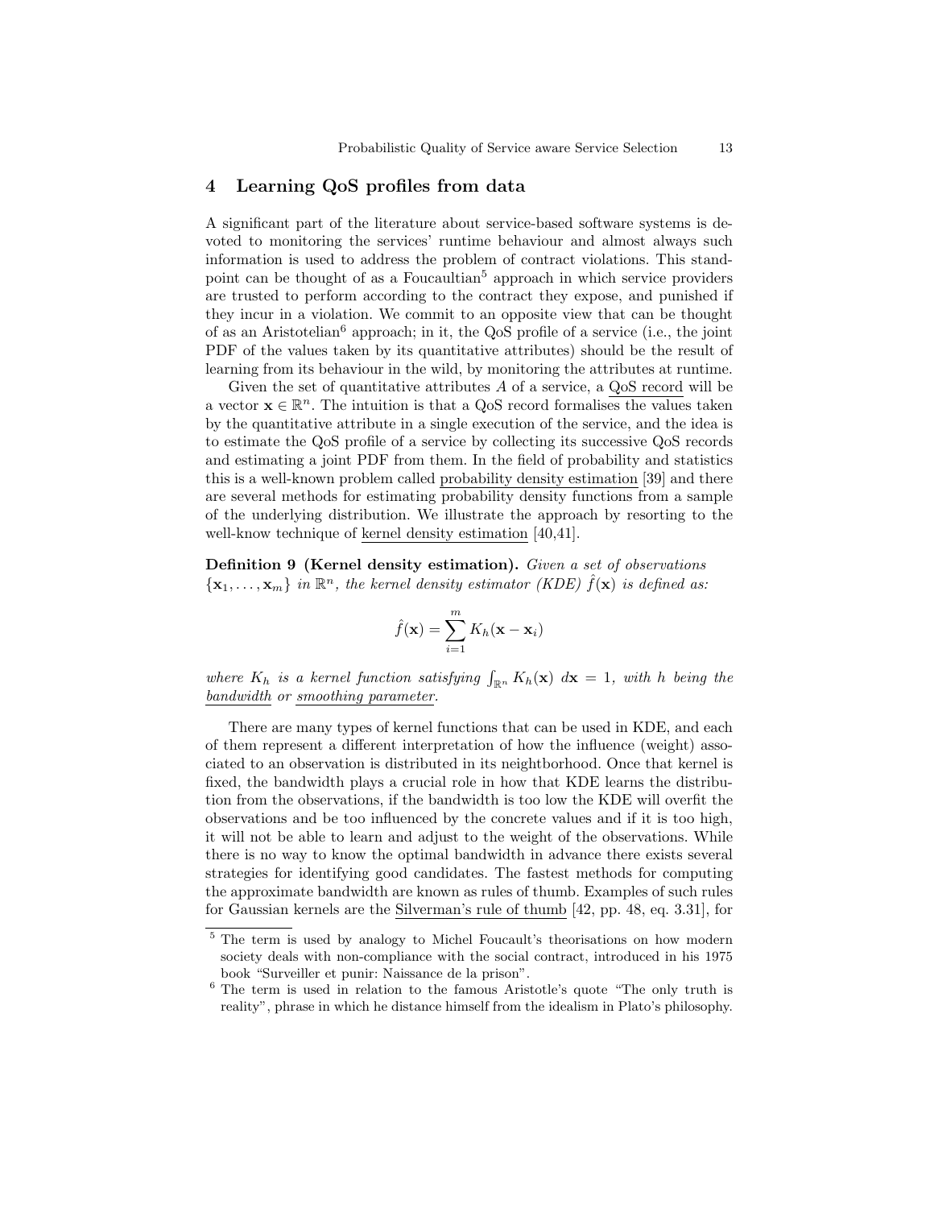## 4 Learning QoS profiles from data

A significant part of the literature about service-based software systems is devoted to monitoring the services' runtime behaviour and almost always such information is used to address the problem of contract violations. This standpoint can be thought of as a Foucaultian[5] approach in which service providers are trusted to perform according to the contract they expose, and punished if they incur in a violation. We commit to an opposite view that can be thought of as an Aristotelian[6] approach; in it, the QoS profile of a service (i.e., the joint PDF of the values taken by its quantitative attributes) should be the result of learning from its behaviour in the wild, by monitoring the attributes at runtime.

Given the set of quantitative attributes $A$ of a service, a QoS record will be a vector $\mathbf{x} \in \mathbb{R}^n$. The intuition is that a QoS record formalises the values taken by the quantitative attribute in a single execution of the service, and the idea is to estimate the QoS profile of a service by collecting its successive QoS records and estimating a joint PDF from them. In the field of probability and statistics this is a well-known problem called probability density estimation [39] and there are several methods for estimating probability density functions from a sample of the underlying distribution. We illustrate the approach by resorting to the well-know technique of kernel density estimation [40,41].

**Definition 9 (Kernel density estimation).** *Given a set of observations $\{\mathbf{x}_1, \dots, \mathbf{x}_m\}$ in $\mathbb{R}^n$, the kernel density estimator (KDE) $\hat{f}(\mathbf{x})$ is defined as:*

$$\hat{f}(\mathbf{x}) = \sum_{i=1}^{m} K_h(\mathbf{x} - \mathbf{x}_i)$$

*where $K_h$ is a kernel function satisfying $\int_{\mathbb{R}^n} K_h(\mathbf{x}) \; d\mathbf{x} = 1$, with $h$ being the bandwidth or smoothing parameter.*

There are many types of kernel functions that can be used in KDE, and each of them represent a different interpretation of how the influence (weight) associated to an observation is distributed in its neightborhood. Once that kernel is fixed, the bandwidth plays a crucial role in how that KDE learns the distribution from the observations, if the bandwidth is too low the KDE will overfit the observations and be too influenced by the concrete values and if it is too high, it will not be able to learn and adjust to the weight of the observations. While there is no way to know the optimal bandwidth in advance there exists several strategies for identifying good candidates. The fastest methods for computing the approximate bandwidth are known as rules of thumb. Examples of such rules for Gaussian kernels are the Silverman's rule of thumb [42, pp. 48, eq. 3.31], for

[5] The term is used by analogy to Michel Foucault's theorisations on how modern society deals with non-compliance with the social contract, introduced in his 1975 book "Surveiller et punir: Naissance de la prison".

[6] The term is used in relation to the famous Aristotle's quote "The only truth is reality", phrase in which he distance himself from the idealism in Plato's philosophy.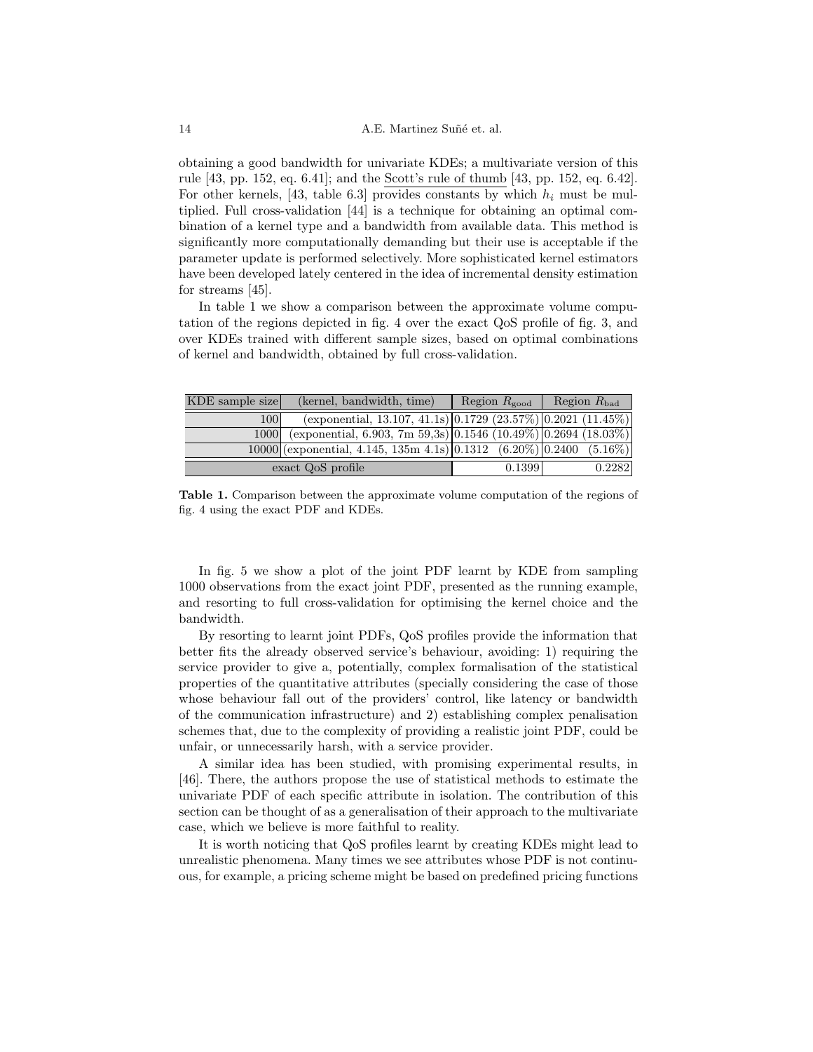obtaining a good bandwidth for univariate KDEs; a multivariate version of this rule [43, pp. 152, eq. 6.41]; and the Scott's rule of thumb [43, pp. 152, eq. 6.42]. For other kernels, [43, table 6.3] provides constants by which $h_i$ must be multiplied. Full cross-validation [44] is a technique for obtaining an optimal combination of a kernel type and a bandwidth from available data. This method is significantly more computationally demanding but their use is acceptable if the parameter update is performed selectively. More sophisticated kernel estimators have been developed lately centered in the idea of incremental density estimation for streams [45].

In table 1 we show a comparison between the approximate volume computation of the regions depicted in fig. 4 over the exact QoS profile of fig. 3, and over KDEs trained with different sample sizes, based on optimal combinations of kernel and bandwidth, obtained by full cross-validation.

| KDE sample size | (kernel, bandwidth, time) | Region $R_{\text{good}}$ | Region $R_{\text{bad}}$ |
|---|---|---|---|
| 100 | (exponential, 13.107, 41.1s) | 0.1729 (23.57%) | 0.2021 (11.45%) |
| 1000 | (exponential, 6.903, 7m 59,3s) | 0.1546 (10.49%) | 0.2694 (18.03%) |
| 10000 | (exponential, 4.145, 135m 4.1s) | 0.1312 (6.20%) | 0.2400 (5.16%) |
| exact QoS profile | | 0.1399 | 0.2282 |

**Table 1.** Comparison between the approximate volume computation of the regions of fig. 4 using the exact PDF and KDEs.

In fig. 5 we show a plot of the joint PDF learnt by KDE from sampling 1000 observations from the exact joint PDF, presented as the running example, and resorting to full cross-validation for optimising the kernel choice and the bandwidth.

By resorting to learnt joint PDFs, QoS profiles provide the information that better fits the already observed service's behaviour, avoiding: 1) requiring the service provider to give a, potentially, complex formalisation of the statistical properties of the quantitative attributes (specially considering the case of those whose behaviour fall out of the providers' control, like latency or bandwidth of the communication infrastructure) and 2) establishing complex penalisation schemes that, due to the complexity of providing a realistic joint PDF, could be unfair, or unnecessarily harsh, with a service provider.

A similar idea has been studied, with promising experimental results, in [46]. There, the authors propose the use of statistical methods to estimate the univariate PDF of each specific attribute in isolation. The contribution of this section can be thought of as a generalisation of their approach to the multivariate case, which we believe is more faithful to reality.

It is worth noticing that QoS profiles learnt by creating KDEs might lead to unrealistic phenomena. Many times we see attributes whose PDF is not continuous, for example, a pricing scheme might be based on predefined pricing functions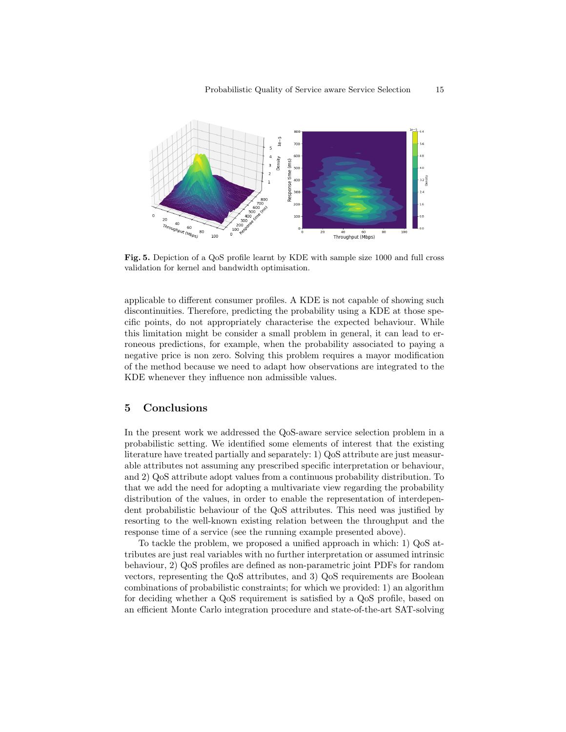**Fig. 5.** Depiction of a QoS profile learnt by KDE with sample size 1000 and full cross validation for kernel and bandwidth optimisation.

applicable to different consumer profiles. A KDE is not capable of showing such discontinuities. Therefore, predicting the probability using a KDE at those specific points, do not appropriately characterise the expected behaviour. While this limitation might be consider a small problem in general, it can lead to erroneous predictions, for example, when the probability associated to paying a negative price is non zero. Solving this problem requires a mayor modification of the method because we need to adapt how observations are integrated to the KDE whenever they influence non admissible values.

## 5 Conclusions

In the present work we addressed the QoS-aware service selection problem in a probabilistic setting. We identified some elements of interest that the existing literature have treated partially and separately: 1) QoS attribute are just measurable attributes not assuming any prescribed specific interpretation or behaviour, and 2) QoS attribute adopt values from a continuous probability distribution. To that we add the need for adopting a multivariate view regarding the probability distribution of the values, in order to enable the representation of interdependent probabilistic behaviour of the QoS attributes. This need was justified by resorting to the well-known existing relation between the throughput and the response time of a service (see the running example presented above).

To tackle the problem, we proposed a unified approach in which: 1) QoS attributes are just real variables with no further interpretation or assumed intrinsic behaviour, 2) QoS profiles are defined as non-parametric joint PDFs for random vectors, representing the QoS attributes, and 3) QoS requirements are Boolean combinations of probabilistic constraints; for which we provided: 1) an algorithm for deciding whether a QoS requirement is satisfied by a QoS profile, based on an efficient Monte Carlo integration procedure and state-of-the-art SAT-solving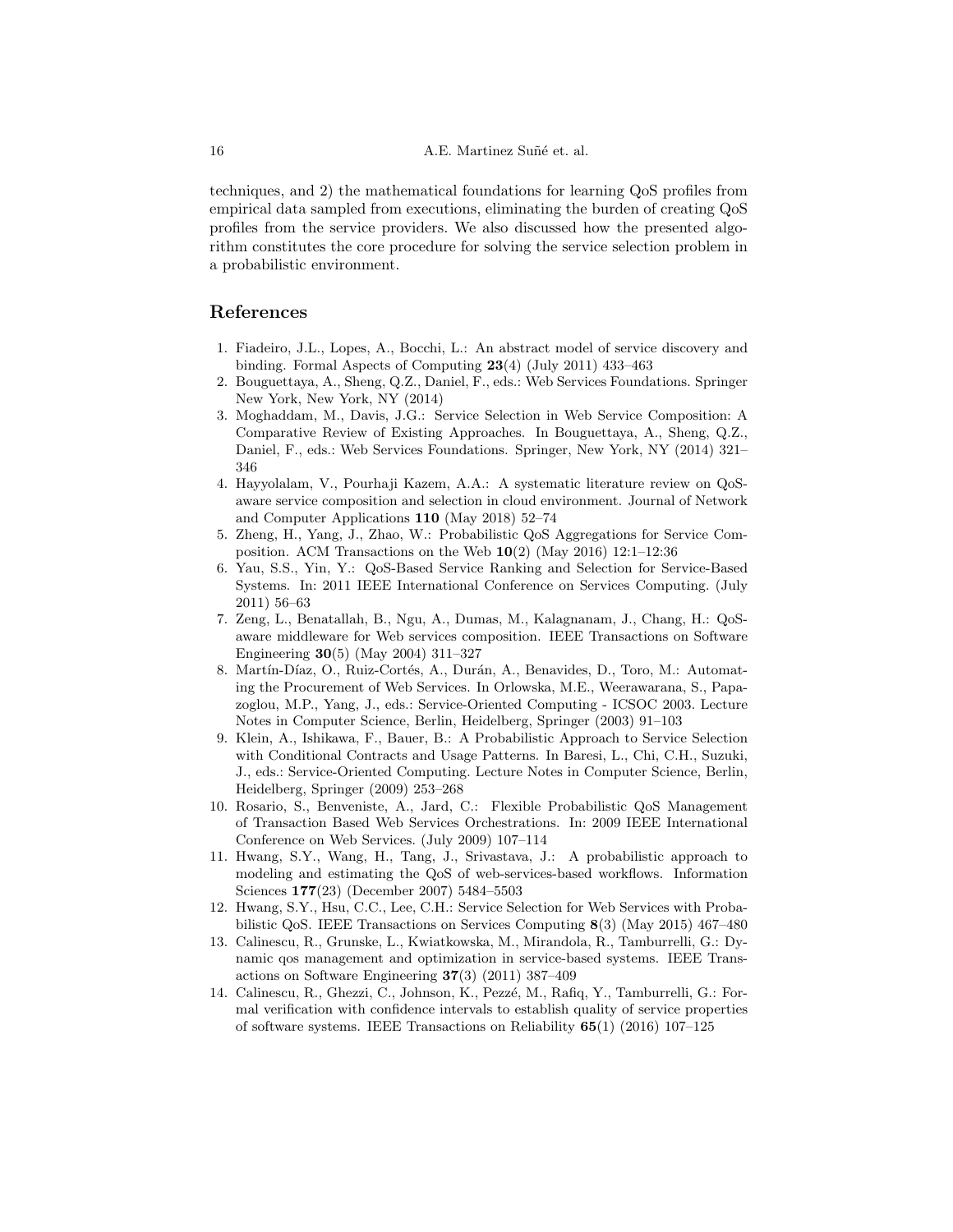techniques, and 2) the mathematical foundations for learning QoS profiles from empirical data sampled from executions, eliminating the burden of creating QoS profiles from the service providers. We also discussed how the presented algorithm constitutes the core procedure for solving the service selection problem in a probabilistic environment.

## References

1. Fiadeiro, J.L., Lopes, A., Bocchi, L.: An abstract model of service discovery and binding. Formal Aspects of Computing **23**(4) (July 2011) 433–463
2. Bouguettaya, A., Sheng, Q.Z., Daniel, F., eds.: Web Services Foundations. Springer New York, New York, NY (2014)
3. Moghaddam, M., Davis, J.G.: Service Selection in Web Service Composition: A Comparative Review of Existing Approaches. In Bouguettaya, A., Sheng, Q.Z., Daniel, F., eds.: Web Services Foundations. Springer, New York, NY (2014) 321–346
4. Hayyolalam, V., Pourhaji Kazem, A.A.: A systematic literature review on QoS-aware service composition and selection in cloud environment. Journal of Network and Computer Applications **110** (May 2018) 52–74
5. Zheng, H., Yang, J., Zhao, W.: Probabilistic QoS Aggregations for Service Composition. ACM Transactions on the Web **10**(2) (May 2016) 12:1–12:36
6. Yau, S.S., Yin, Y.: QoS-Based Service Ranking and Selection for Service-Based Systems. In: 2011 IEEE International Conference on Services Computing. (July 2011) 56–63
7. Zeng, L., Benatallah, B., Ngu, A., Dumas, M., Kalagnanam, J., Chang, H.: QoS-aware middleware for Web services composition. IEEE Transactions on Software Engineering **30**(5) (May 2004) 311–327
8. Martín-Díaz, O., Ruiz-Cortés, A., Durán, A., Benavides, D., Toro, M.: Automating the Procurement of Web Services. In Orlowska, M.E., Weerawarana, S., Papazoglou, M.P., Yang, J., eds.: Service-Oriented Computing - ICSOC 2003. Lecture Notes in Computer Science, Berlin, Heidelberg, Springer (2003) 91–103
9. Klein, A., Ishikawa, F., Bauer, B.: A Probabilistic Approach to Service Selection with Conditional Contracts and Usage Patterns. In Baresi, L., Chi, C.H., Suzuki, J., eds.: Service-Oriented Computing. Lecture Notes in Computer Science, Berlin, Heidelberg, Springer (2009) 253–268
10. Rosario, S., Benveniste, A., Jard, C.: Flexible Probabilistic QoS Management of Transaction Based Web Services Orchestrations. In: 2009 IEEE International Conference on Web Services. (July 2009) 107–114
11. Hwang, S.Y., Wang, H., Tang, J., Srivastava, J.: A probabilistic approach to modeling and estimating the QoS of web-services-based workflows. Information Sciences **177**(23) (December 2007) 5484–5503
12. Hwang, S.Y., Hsu, C.C., Lee, C.H.: Service Selection for Web Services with Probabilistic QoS. IEEE Transactions on Services Computing **8**(3) (May 2015) 467–480
13. Calinescu, R., Grunske, L., Kwiatkowska, M., Mirandola, R., Tamburrelli, G.: Dynamic qos management and optimization in service-based systems. IEEE Transactions on Software Engineering **37**(3) (2011) 387–409
14. Calinescu, R., Ghezzi, C., Johnson, K., Pezzé, M., Rafiq, Y., Tamburrelli, G.: Formal verification with confidence intervals to establish quality of service properties of software systems. IEEE Transactions on Reliability **65**(1) (2016) 107–125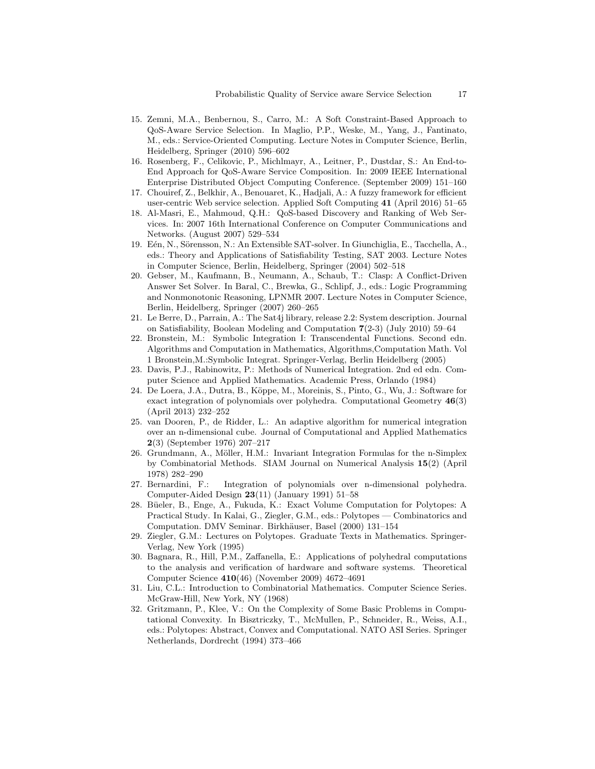15. Zemni, M.A., Benbernou, S., Carro, M.: A Soft Constraint-Based Approach to QoS-Aware Service Selection. In Maglio, P.P., Weske, M., Yang, J., Fantinato, M., eds.: Service-Oriented Computing. Lecture Notes in Computer Science, Berlin, Heidelberg, Springer (2010) 596–602
16. Rosenberg, F., Celikovic, P., Michlmayr, A., Leitner, P., Dustdar, S.: An End-to-End Approach for QoS-Aware Service Composition. In: 2009 IEEE International Enterprise Distributed Object Computing Conference. (September 2009) 151–160
17. Chouiref, Z., Belkhir, A., Benouaret, K., Hadjali, A.: A fuzzy framework for efficient user-centric Web service selection. Applied Soft Computing **41** (April 2016) 51–65
18. Al-Masri, E., Mahmoud, Q.H.: QoS-based Discovery and Ranking of Web Services. In: 2007 16th International Conference on Computer Communications and Networks. (August 2007) 529–534
19. Eén, N., Sörensson, N.: An Extensible SAT-solver. In Giunchiglia, E., Tacchella, A., eds.: Theory and Applications of Satisfiability Testing, SAT 2003. Lecture Notes in Computer Science, Berlin, Heidelberg, Springer (2004) 502–518
20. Gebser, M., Kaufmann, B., Neumann, A., Schaub, T.: Clasp: A Conflict-Driven Answer Set Solver. In Baral, C., Brewka, G., Schlipf, J., eds.: Logic Programming and Nonmonotonic Reasoning, LPNMR 2007. Lecture Notes in Computer Science, Berlin, Heidelberg, Springer (2007) 260–265
21. Le Berre, D., Parrain, A.: The Sat4j library, release 2.2: System description. Journal on Satisfiability, Boolean Modeling and Computation **7**(2-3) (July 2010) 59–64
22. Bronstein, M.: Symbolic Integration I: Transcendental Functions. Second edn. Algorithms and Computation in Mathematics, Algorithms,Computation Math. Vol 1 Bronstein,M.:Symbolic Integrat. Springer-Verlag, Berlin Heidelberg (2005)
23. Davis, P.J., Rabinowitz, P.: Methods of Numerical Integration. 2nd ed edn. Computer Science and Applied Mathematics. Academic Press, Orlando (1984)
24. De Loera, J.A., Dutra, B., Köppe, M., Moreinis, S., Pinto, G., Wu, J.: Software for exact integration of polynomials over polyhedra. Computational Geometry **46**(3) (April 2013) 232–252
25. van Dooren, P., de Ridder, L.: An adaptive algorithm for numerical integration over an n-dimensional cube. Journal of Computational and Applied Mathematics **2**(3) (September 1976) 207–217
26. Grundmann, A., Möller, H.M.: Invariant Integration Formulas for the n-Simplex by Combinatorial Methods. SIAM Journal on Numerical Analysis **15**(2) (April 1978) 282–290
27. Bernardini, F.: Integration of polynomials over n-dimensional polyhedra. Computer-Aided Design **23**(11) (January 1991) 51–58
28. Büeler, B., Enge, A., Fukuda, K.: Exact Volume Computation for Polytopes: A Practical Study. In Kalai, G., Ziegler, G.M., eds.: Polytopes — Combinatorics and Computation. DMV Seminar. Birkhäuser, Basel (2000) 131–154
29. Ziegler, G.M.: Lectures on Polytopes. Graduate Texts in Mathematics. Springer-Verlag, New York (1995)
30. Bagnara, R., Hill, P.M., Zaffanella, E.: Applications of polyhedral computations to the analysis and verification of hardware and software systems. Theoretical Computer Science **410**(46) (November 2009) 4672–4691
31. Liu, C.L.: Introduction to Combinatorial Mathematics. Computer Science Series. McGraw-Hill, New York, NY (1968)
32. Gritzmann, P., Klee, V.: On the Complexity of Some Basic Problems in Computational Convexity. In Bisztriczky, T., McMullen, P., Schneider, R., Weiss, A.I., eds.: Polytopes: Abstract, Convex and Computational. NATO ASI Series. Springer Netherlands, Dordrecht (1994) 373–466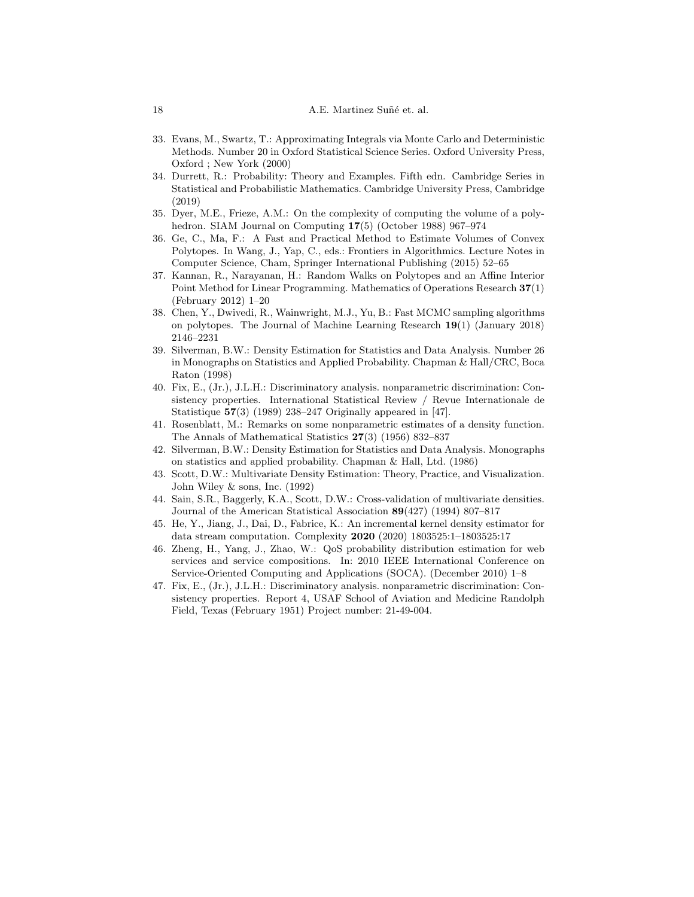33. Evans, M., Swartz, T.: Approximating Integrals via Monte Carlo and Deterministic Methods. Number 20 in Oxford Statistical Science Series. Oxford University Press, Oxford ; New York (2000)
34. Durrett, R.: Probability: Theory and Examples. Fifth edn. Cambridge Series in Statistical and Probabilistic Mathematics. Cambridge University Press, Cambridge (2019)
35. Dyer, M.E., Frieze, A.M.: On the complexity of computing the volume of a polyhedron. SIAM Journal on Computing **17**(5) (October 1988) 967–974
36. Ge, C., Ma, F.: A Fast and Practical Method to Estimate Volumes of Convex Polytopes. In Wang, J., Yap, C., eds.: Frontiers in Algorithmics. Lecture Notes in Computer Science, Cham, Springer International Publishing (2015) 52–65
37. Kannan, R., Narayanan, H.: Random Walks on Polytopes and an Affine Interior Point Method for Linear Programming. Mathematics of Operations Research **37**(1) (February 2012) 1–20
38. Chen, Y., Dwivedi, R., Wainwright, M.J., Yu, B.: Fast MCMC sampling algorithms on polytopes. The Journal of Machine Learning Research **19**(1) (January 2018) 2146–2231
39. Silverman, B.W.: Density Estimation for Statistics and Data Analysis. Number 26 in Monographs on Statistics and Applied Probability. Chapman & Hall/CRC, Boca Raton (1998)
40. Fix, E., (Jr.), J.L.H.: Discriminatory analysis. nonparametric discrimination: Consistency properties. International Statistical Review / Revue Internationale de Statistique **57**(3) (1989) 238–247 Originally appeared in [47].
41. Rosenblatt, M.: Remarks on some nonparametric estimates of a density function. The Annals of Mathematical Statistics **27**(3) (1956) 832–837
42. Silverman, B.W.: Density Estimation for Statistics and Data Analysis. Monographs on statistics and applied probability. Chapman & Hall, Ltd. (1986)
43. Scott, D.W.: Multivariate Density Estimation: Theory, Practice, and Visualization. John Wiley & sons, Inc. (1992)
44. Sain, S.R., Baggerly, K.A., Scott, D.W.: Cross-validation of multivariate densities. Journal of the American Statistical Association **89**(427) (1994) 807–817
45. He, Y., Jiang, J., Dai, D., Fabrice, K.: An incremental kernel density estimator for data stream computation. Complexity **2020** (2020) 1803525:1–1803525:17
46. Zheng, H., Yang, J., Zhao, W.: QoS probability distribution estimation for web services and service compositions. In: 2010 IEEE International Conference on Service-Oriented Computing and Applications (SOCA). (December 2010) 1–8
47. Fix, E., (Jr.), J.L.H.: Discriminatory analysis. nonparametric discrimination: Consistency properties. Report 4, USAF School of Aviation and Medicine Randolph Field, Texas (February 1951) Project number: 21-49-004.